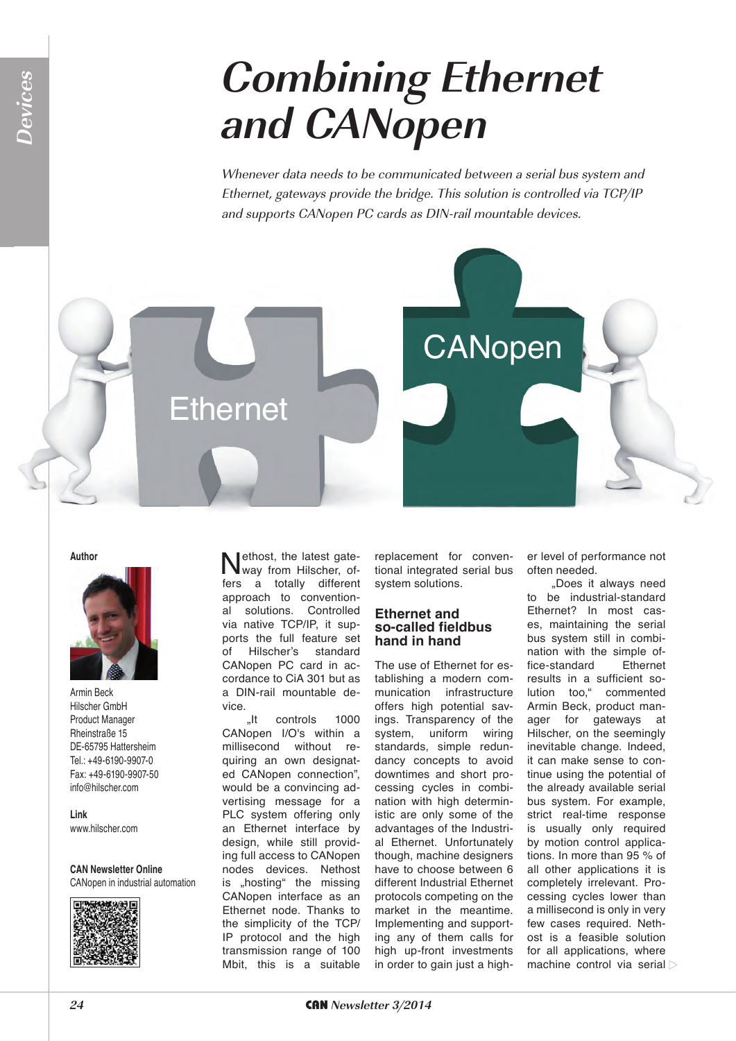# Combining Ethernet and CANopen

*Whenever data needs to be communicated between a serial bus system and Ethernet, gateways provide the bridge. This solution is controlled via TCP/IP and supports CANopen PC cards as DIN-rail mountable devices.*

**Author**

Armin Beck
Hilscher GmbH
Product Manager
Rheinstraße 15
DE-65795 Hattersheim
Tel.: +49-6190-9907-0
Fax: +49-6190-9907-50
info@hilscher.com

**Link**
www.hilscher.com

**CAN Newsletter Online**
CANopen in industrial automation

Nethost, the latest gateway from Hilscher, offers a totally different approach to conventional solutions. Controlled via native TCP/IP, it supports the full feature set of Hilscher's standard CANopen PC card in accordance to CiA 301 but as a DIN-rail mountable device.

„It controls 1000 CANopen I/O's within a millisecond without requiring an own designated CANopen connection", would be a convincing advertising message for a PLC system offering only an Ethernet interface by design, while still providing full access to CANopen nodes devices. Nethost is „hosting" the missing CANopen interface as an Ethernet node. Thanks to the simplicity of the TCP/IP protocol and the high transmission range of 100 Mbit, this is a suitable replacement for conventional integrated serial bus system solutions.

## Ethernet and so-called fieldbus hand in hand

The use of Ethernet for establishing a modern communication infrastructure offers high potential savings. Transparency of the system, uniform wiring standards, simple redundancy concepts to avoid downtimes and short processing cycles in combination with high deterministic are only some of the advantages of the Industrial Ethernet. Unfortunately though, machine designers have to choose between 6 different Industrial Ethernet protocols competing on the market in the meantime. Implementing and supporting any of them calls for high up-front investments in order to gain just a higher level of performance not often needed.

„Does it always need to be industrial-standard Ethernet? In most cases, maintaining the serial bus system still in combination with the simple office-standard Ethernet results in a sufficient solution too," commented Armin Beck, product manager for gateways at Hilscher, on the seemingly inevitable change. Indeed, it can make sense to continue using the potential of the already available serial bus system. For example, strict real-time response is usually only required by motion control applications. In more than 95 % of all other applications it is completely irrelevant. Processing cycles lower than a millisecond is only in very few cases required. Nethost is a feasible solution for all applications, where machine control via serial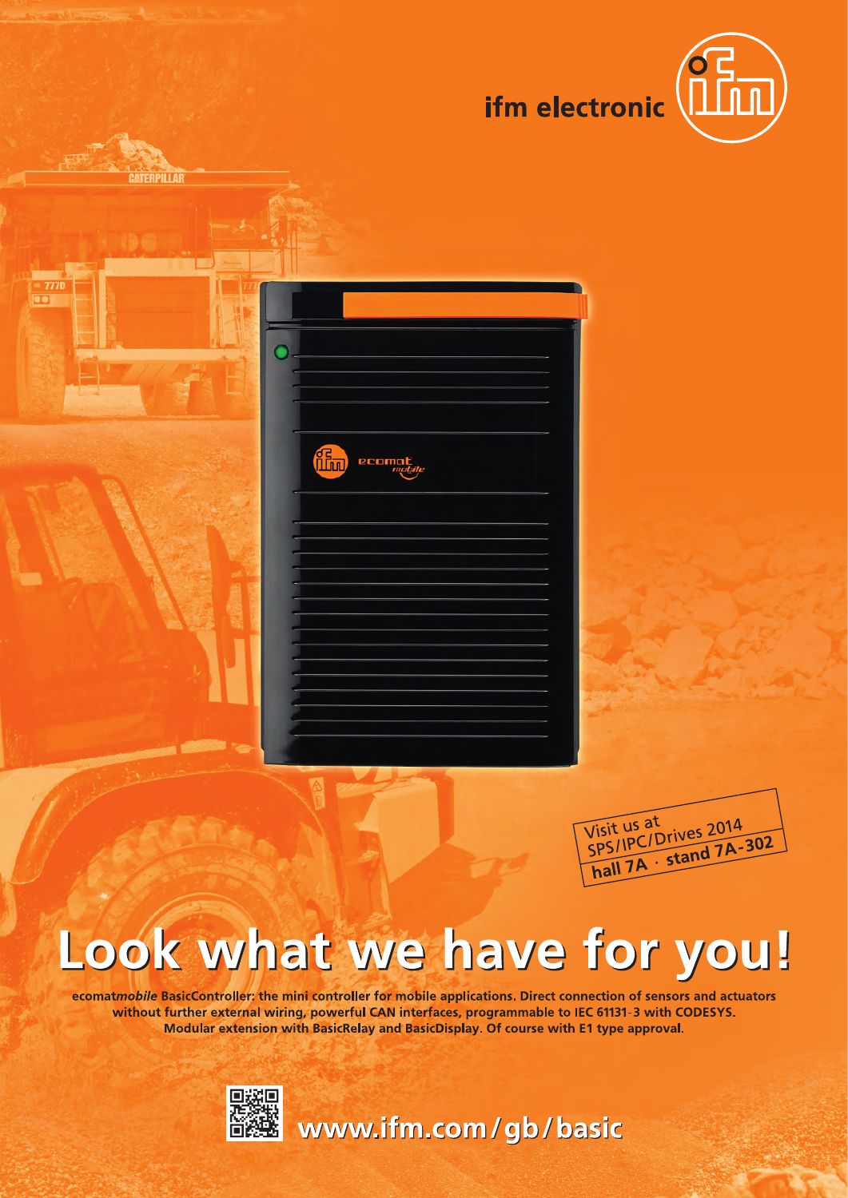ifm electronic

Visit us at
SPS/IPC/Drives 2014
hall 7A · stand 7A-302

# Look what we have for you!

**ecomat*mobile* BasicController: the mini controller for mobile applications. Direct connection of sensors and actuators without further external wiring, powerful CAN interfaces, programmable to IEC 61131-3 with CODESYS. Modular extension with BasicRelay and BasicDisplay. Of course with E1 type approval.**

**www.ifm.com/gb/basic**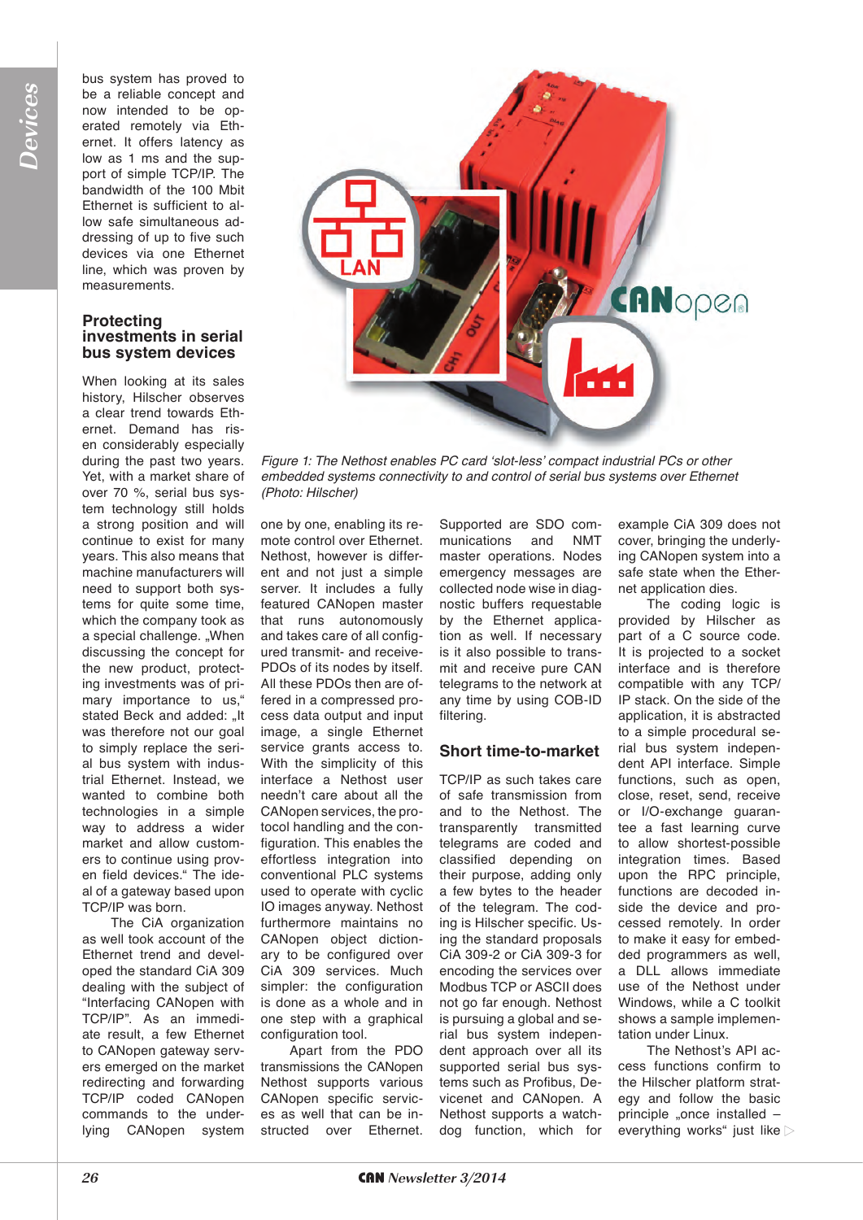bus system has proved to be a reliable concept and now intended to be operated remotely via Ethernet. It offers latency as low as 1 ms and the support of simple TCP/IP. The bandwidth of the 100 Mbit Ethernet is sufficient to allow safe simultaneous addressing of up to five such devices via one Ethernet line, which was proven by measurements.

## Protecting investments in serial bus system devices

When looking at its sales history, Hilscher observes a clear trend towards Ethernet. Demand has risen considerably especially during the past two years. Yet, with a market share of over 70 %, serial bus system technology still holds a strong position and will continue to exist for many years. This also means that machine manufacturers will need to support both systems for quite some time, which the company took as a special challenge. „When discussing the concept for the new product, protecting investments was of primary importance to us," stated Beck and added: „It was therefore not our goal to simply replace the serial bus system with industrial Ethernet. Instead, we wanted to combine both technologies in a simple way to address a wider market and allow customers to continue using proven field devices." The ideal of a gateway based upon TCP/IP was born.

The CiA organization as well took account of the Ethernet trend and developed the standard CiA 309 dealing with the subject of "Interfacing CANopen with TCP/IP". As an immediate result, a few Ethernet to CANopen gateway servers emerged on the market redirecting and forwarding TCP/IP coded CANopen commands to the underlying CANopen system one by one, enabling its remote control over Ethernet. Nethost, however is different and not just a simple server. It includes a fully featured CANopen master that runs autonomously and takes care of all configured transmit- and receive-PDOs of its nodes by itself. All these PDOs then are offered in a compressed process data output and input image, a single Ethernet service grants access to. With the simplicity of this interface a Nethost user needn't care about all the CANopen services, the protocol handling and the configuration. This enables the effortless integration into conventional PLC systems used to operate with cyclic IO images anyway. Nethost furthermore maintains no CANopen object dictionary to be configured over CiA 309 services. Much simpler: the configuration is done as a whole and in one step with a graphical configuration tool.

Apart from the PDO transmissions the CANopen Nethost supports various CANopen specific services as well that can be instructed over Ethernet. Supported are SDO communications and NMT master operations. Nodes emergency messages are collected node wise in diagnostic buffers requestable by the Ethernet application as well. If necessary is it also possible to transmit and receive pure CAN telegrams to the network at any time by using COB-ID filtering.

*Figure 1: The Nethost enables PC card 'slot-less' compact industrial PCs or other embedded systems connectivity to and control of serial bus systems over Ethernet (Photo: Hilscher)*

## Short time-to-market

TCP/IP as such takes care of safe transmission from and to the Nethost. The transparently transmitted telegrams are coded and classified depending on their purpose, adding only a few bytes to the header of the telegram. The coding is Hilscher specific. Using the standard proposals CiA 309-2 or CiA 309-3 for encoding the services over Modbus TCP or ASCII does not go far enough. Nethost is pursuing a global and serial bus system independent approach over all its supported serial bus systems such as Profibus, Devicenet and CANopen. A Nethost supports a watchdog function, which for example CiA 309 does not cover, bringing the underlying CANopen system into a safe state when the Ethernet application dies.

The coding logic is provided by Hilscher as part of a C source code. It is projected to a socket interface and is therefore compatible with any TCP/IP stack. On the side of the application, it is abstracted to a simple procedural serial bus system independent API interface. Simple functions, such as open, close, reset, send, receive or I/O-exchange guarantee a fast learning curve to allow shortest-possible integration times. Based upon the RPC principle, functions are decoded inside the device and processed remotely. In order to make it easy for embedded programmers as well, a DLL allows immediate use of the Nethost under Windows, while a C toolkit shows a sample implementation under Linux.

The Nethost's API access functions confirm to the Hilscher platform strategy and follow the basic principle „once installed – everything works" just like ▷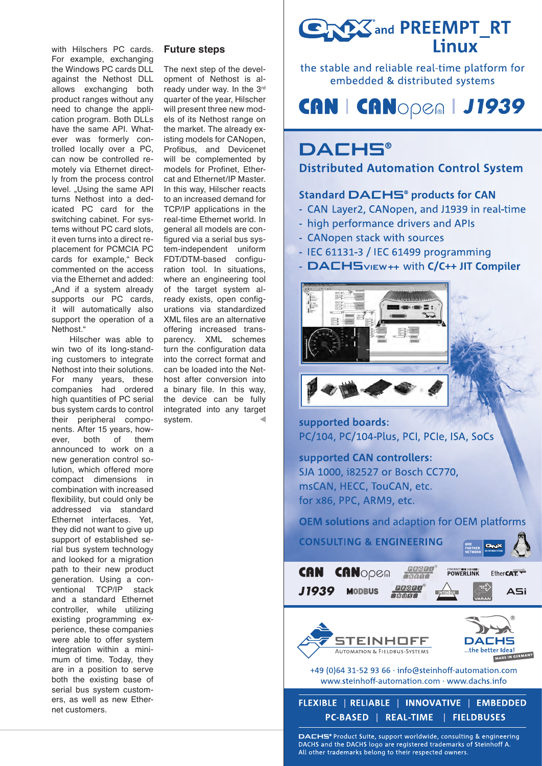with Hilschers PC cards. For example, exchanging the Windows PC cards DLL against the Nethost DLL allows exchanging both product ranges without any need to change the application program. Both DLLs have the same API. Whatever was formerly controlled locally over a PC, can now be controlled remotely via Ethernet directly from the process control level. „Using the same API turns Nethost into a dedicated PC card for the switching cabinet. For systems without PC card slots, it even turns into a direct replacement for PCMCIA PC cards for example,“ Beck commented on the access via the Ethernet and added: „And if a system already supports our PC cards, it will automatically also support the operation of a Nethost.“

Hilscher was able to win two of its long-standing customers to integrate Nethost into their solutions. For many years, these companies had ordered high quantities of PC serial bus system cards to control their peripheral components. After 15 years, however, both of them announced to work on a new generation control solution, which offered more compact dimensions in combination with increased flexibility, but could only be addressed via standard Ethernet interfaces. Yet, they did not want to give up support of established serial bus system technology and looked for a migration path to their new product generation. Using a conventional TCP/IP stack and a standard Ethernet controller, while utilizing existing programming experience, these companies were able to offer system integration within a minimum of time. Today, they are in a position to serve both the existing base of serial bus system customers, as well as new Ethernet customers.

## Future steps

The next step of the development of Nethost is already under way. In the 3rd quarter of the year, Hilscher will present three new models of its Nethost range on the market. The already existing models for CANopen, Profibus, and Devicenet will be complemented by models for Profinet, Ethercat and Ethernet/IP Master. In this way, Hilscher reacts to an increased demand for TCP/IP applications in the real-time Ethernet world. In general all models are configured via a serial bus system-independent uniform FDT/DTM-based configuration tool. In situations, where an engineering tool of the target system already exists, open configurations via standardized XML files are an alternative offering increased transparency. XML schemes turn the configuration data into the correct format and can be loaded into the Nethost after conversion into a binary file. In this way, the device can be fully integrated into any target system.

---

# QNX and PREEMPT_RT Linux

the stable and reliable real-time platform for embedded & distributed systems

**CAN | CANopen | J1939**

## DACHS®

**Distributed Automation Control System**

### Standard DACHS® products for CAN

- CAN Layer2, CANopen, and J1939 in real-time
- high performance drivers and APIs
- CANopen stack with sources
- IEC 61131-3 / IEC 61499 programming
- DACHSVIEW++ with **C/C++ JIT Compiler**

**supported boards:**
PC/104, PC/104-Plus, PCI, PCIe, ISA, SoCs

**supported CAN controllers:**
SJA 1000, i82527 or Bosch CC770, msCAN, HECC, TouCAN, etc. for x86, PPC, ARM9, etc.

**OEM solutions** and adaption for OEM platforms

**CONSULTING & ENGINEERING**

QNX PARTNER NETWORK

CAN CANopen PROFINET ETHERNET POWERLINK EtherCAT J1939 MODBUS PROFIBUS INTERBUS VARAN ASi

STEINHOFF AUTOMATION & FIELDBUS-SYSTEMS

DACHS ...the better Idea! MADE IN GERMANY

+49 (0)64 31-52 93 66 · info@steinhoff-automation.com
www.steinhoff-automation.com · www.dachs.info

**FLEXIBLE | RELIABLE | INNOVATIVE | EMBEDDED**
**PC-BASED | REAL-TIME | FIELDBUSES**

DACHS® Product Suite, support worldwide, consulting & engineering
DACHS and the DACHS logo are registered trademarks of Steinhoff A.
All other trademarks belong to their respected owners.